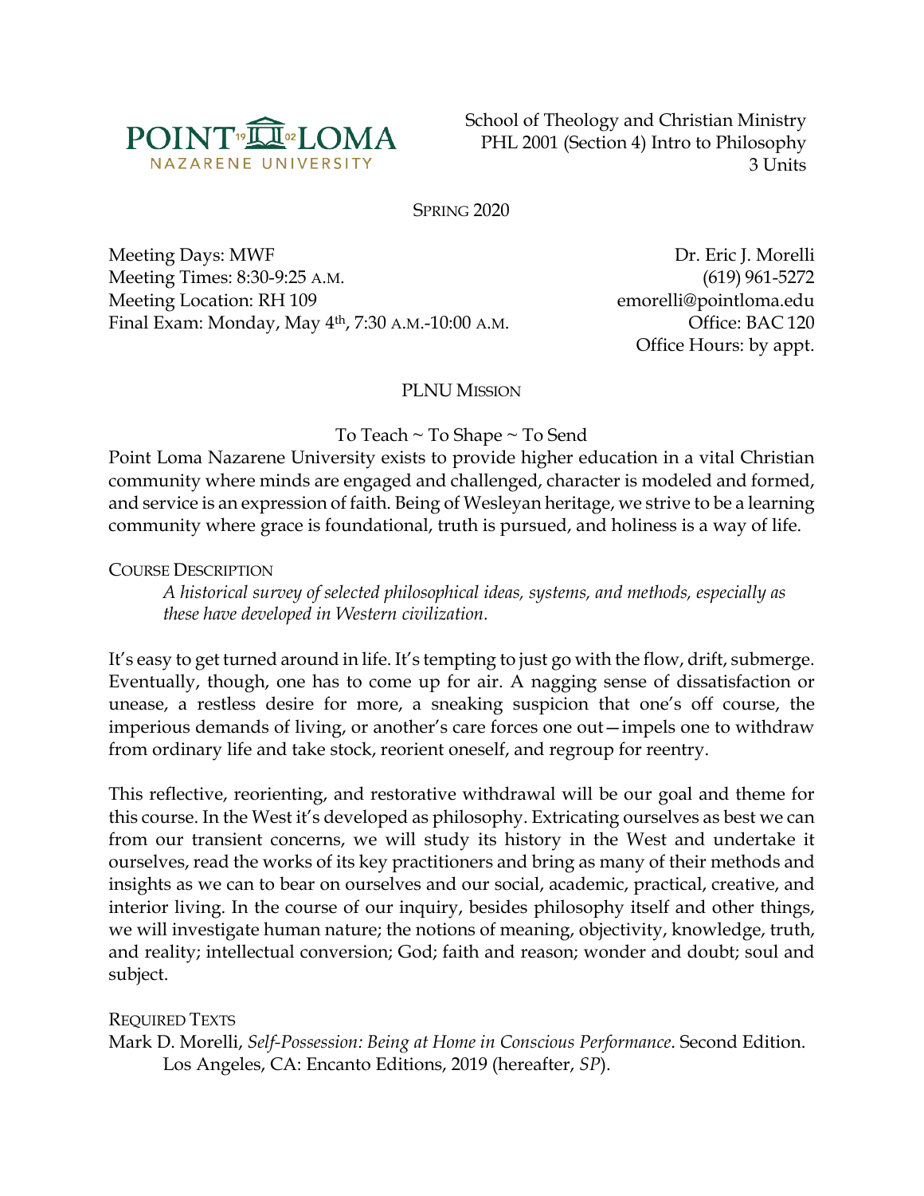POINT LOMA NAZARENE UNIVERSITY

School of Theology and Christian Ministry
PHL 2001 (Section 4) Intro to Philosophy
3 Units

SPRING 2020

Meeting Days: MWF
Meeting Times: 8:30-9:25 A.M.
Meeting Location: RH 109
Final Exam: Monday, May 4th, 7:30 A.M.-10:00 A.M.

Dr. Eric J. Morelli
(619) 961-5272
emorelli@pointloma.edu
Office: BAC 120
Office Hours: by appt.

## PLNU MISSION

To Teach ~ To Shape ~ To Send

Point Loma Nazarene University exists to provide higher education in a vital Christian community where minds are engaged and challenged, character is modeled and formed, and service is an expression of faith. Being of Wesleyan heritage, we strive to be a learning community where grace is foundational, truth is pursued, and holiness is a way of life.

## COURSE DESCRIPTION

*A historical survey of selected philosophical ideas, systems, and methods, especially as these have developed in Western civilization.*

It's easy to get turned around in life. It's tempting to just go with the flow, drift, submerge. Eventually, though, one has to come up for air. A nagging sense of dissatisfaction or unease, a restless desire for more, a sneaking suspicion that one's off course, the imperious demands of living, or another's care forces one out—impels one to withdraw from ordinary life and take stock, reorient oneself, and regroup for reentry.

This reflective, reorienting, and restorative withdrawal will be our goal and theme for this course. In the West it's developed as philosophy. Extricating ourselves as best we can from our transient concerns, we will study its history in the West and undertake it ourselves, read the works of its key practitioners and bring as many of their methods and insights as we can to bear on ourselves and our social, academic, practical, creative, and interior living. In the course of our inquiry, besides philosophy itself and other things, we will investigate human nature; the notions of meaning, objectivity, knowledge, truth, and reality; intellectual conversion; God; faith and reason; wonder and doubt; soul and subject.

## REQUIRED TEXTS

Mark D. Morelli, *Self-Possession: Being at Home in Conscious Performance*. Second Edition. Los Angeles, CA: Encanto Editions, 2019 (hereafter, *SP*).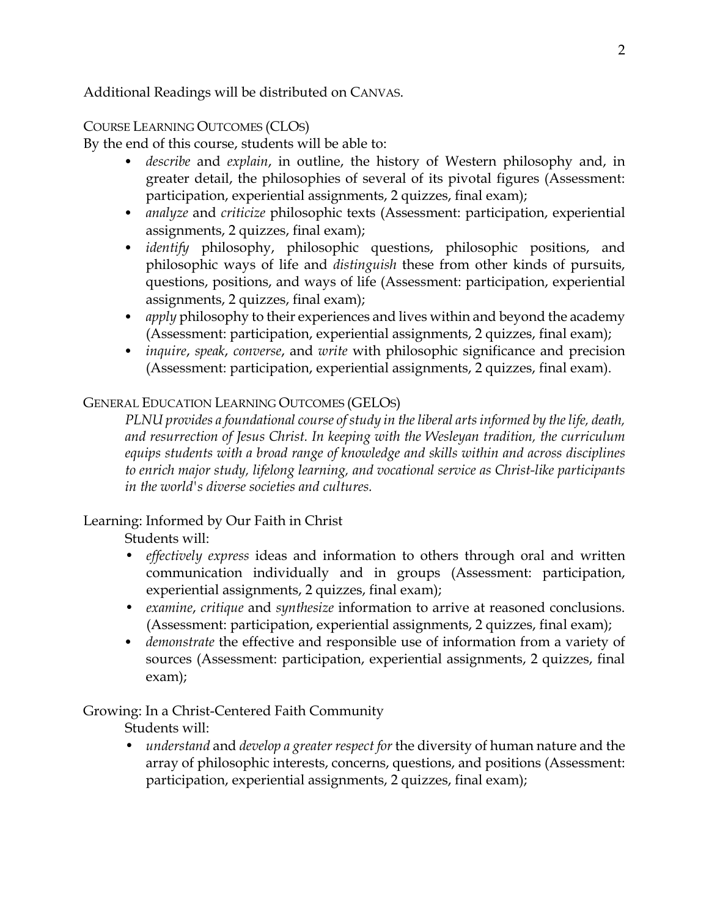Additional Readings will be distributed on CANVAS.

## COURSE LEARNING OUTCOMES (CLOS)

By the end of this course, students will be able to:

- *describe* and *explain*, in outline, the history of Western philosophy and, in greater detail, the philosophies of several of its pivotal figures (Assessment: participation, experiential assignments, 2 quizzes, final exam);
- *analyze* and *criticize* philosophic texts (Assessment: participation, experiential assignments, 2 quizzes, final exam);
- *identify* philosophy, philosophic questions, philosophic positions, and philosophic ways of life and *distinguish* these from other kinds of pursuits, questions, positions, and ways of life (Assessment: participation, experiential assignments, 2 quizzes, final exam);
- *apply* philosophy to their experiences and lives within and beyond the academy (Assessment: participation, experiential assignments, 2 quizzes, final exam);
- *inquire*, *speak*, *converse*, and *write* with philosophic significance and precision (Assessment: participation, experiential assignments, 2 quizzes, final exam).

## GENERAL EDUCATION LEARNING OUTCOMES (GELOS)

*PLNU provides a foundational course of study in the liberal arts informed by the life, death, and resurrection of Jesus Christ. In keeping with the Wesleyan tradition, the curriculum equips students with a broad range of knowledge and skills within and across disciplines to enrich major study, lifelong learning, and vocational service as Christ-like participants in the world's diverse societies and cultures.*

### Learning: Informed by Our Faith in Christ

Students will:

- *effectively express* ideas and information to others through oral and written communication individually and in groups (Assessment: participation, experiential assignments, 2 quizzes, final exam);
- *examine*, *critique* and *synthesize* information to arrive at reasoned conclusions. (Assessment: participation, experiential assignments, 2 quizzes, final exam);
- *demonstrate* the effective and responsible use of information from a variety of sources (Assessment: participation, experiential assignments, 2 quizzes, final exam);

### Growing: In a Christ-Centered Faith Community

Students will:

- *understand* and *develop a greater respect for* the diversity of human nature and the array of philosophic interests, concerns, questions, and positions (Assessment: participation, experiential assignments, 2 quizzes, final exam);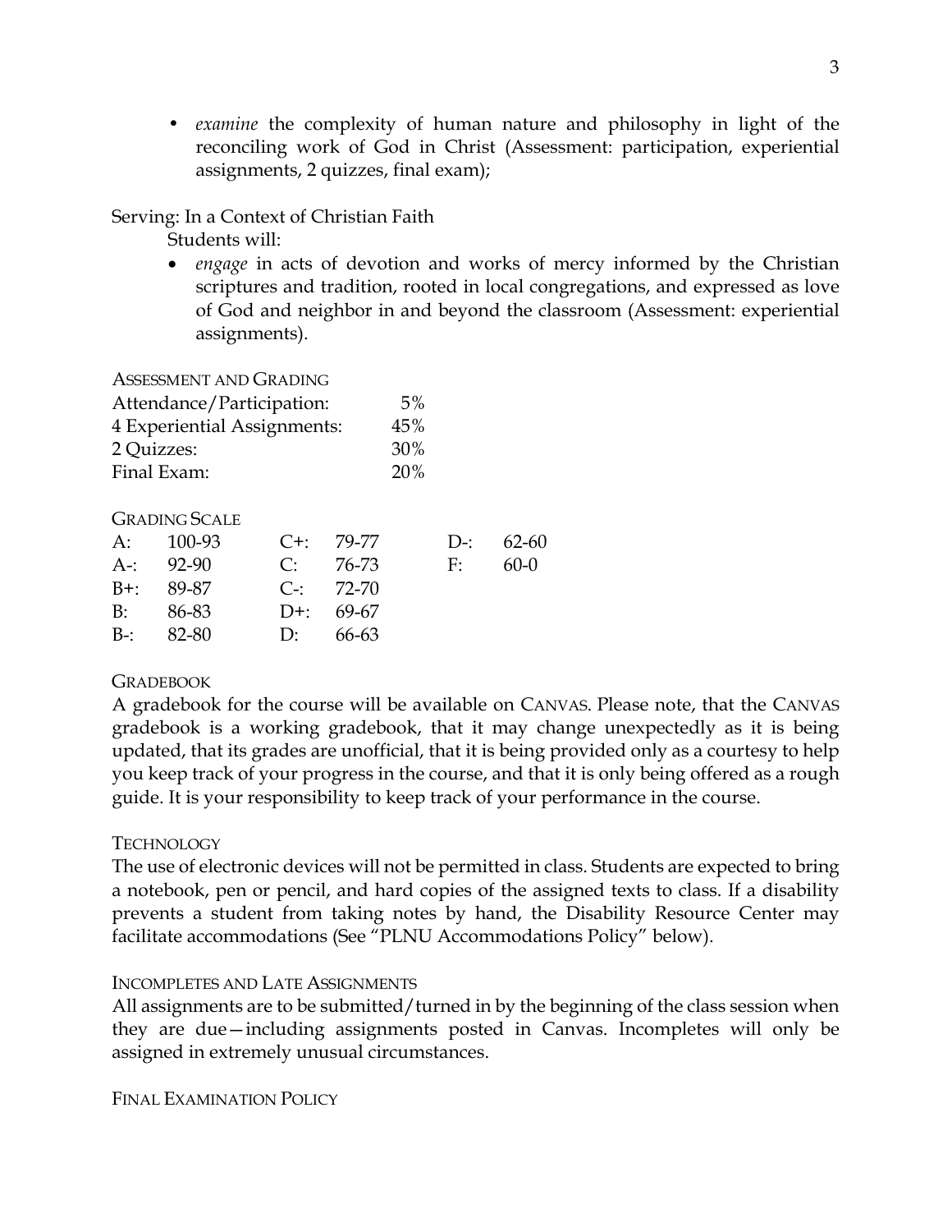- *examine* the complexity of human nature and philosophy in light of the reconciling work of God in Christ (Assessment: participation, experiential assignments, 2 quizzes, final exam);

Serving: In a Context of Christian Faith

Students will:

- *engage* in acts of devotion and works of mercy informed by the Christian scriptures and tradition, rooted in local congregations, and expressed as love of God and neighbor in and beyond the classroom (Assessment: experiential assignments).

### Assessment and Grading

| | |
|---|---|
| Attendance/Participation: | 5% |
| 4 Experiential Assignments: | 45% |
| 2 Quizzes: | 30% |
| Final Exam: | 20% |

### Grading Scale

| | | | | | |
|---|---|---|---|---|---|
| A: | 100-93 | C+: | 79-77 | D-: | 62-60 |
| A-: | 92-90 | C: | 76-73 | F: | 60-0 |
| B+: | 89-87 | C-: | 72-70 | | |
| B: | 86-83 | D+: | 69-67 | | |
| B-: | 82-80 | D: | 66-63 | | |

### Gradebook

A gradebook for the course will be available on CANVAS. Please note, that the CANVAS gradebook is a working gradebook, that it may change unexpectedly as it is being updated, that its grades are unofficial, that it is being provided only as a courtesy to help you keep track of your progress in the course, and that it is only being offered as a rough guide. It is your responsibility to keep track of your performance in the course.

### Technology

The use of electronic devices will not be permitted in class. Students are expected to bring a notebook, pen or pencil, and hard copies of the assigned texts to class. If a disability prevents a student from taking notes by hand, the Disability Resource Center may facilitate accommodations (See "PLNU Accommodations Policy" below).

### Incompletes and Late Assignments

All assignments are to be submitted/turned in by the beginning of the class session when they are due—including assignments posted in Canvas. Incompletes will only be assigned in extremely unusual circumstances.

### Final Examination Policy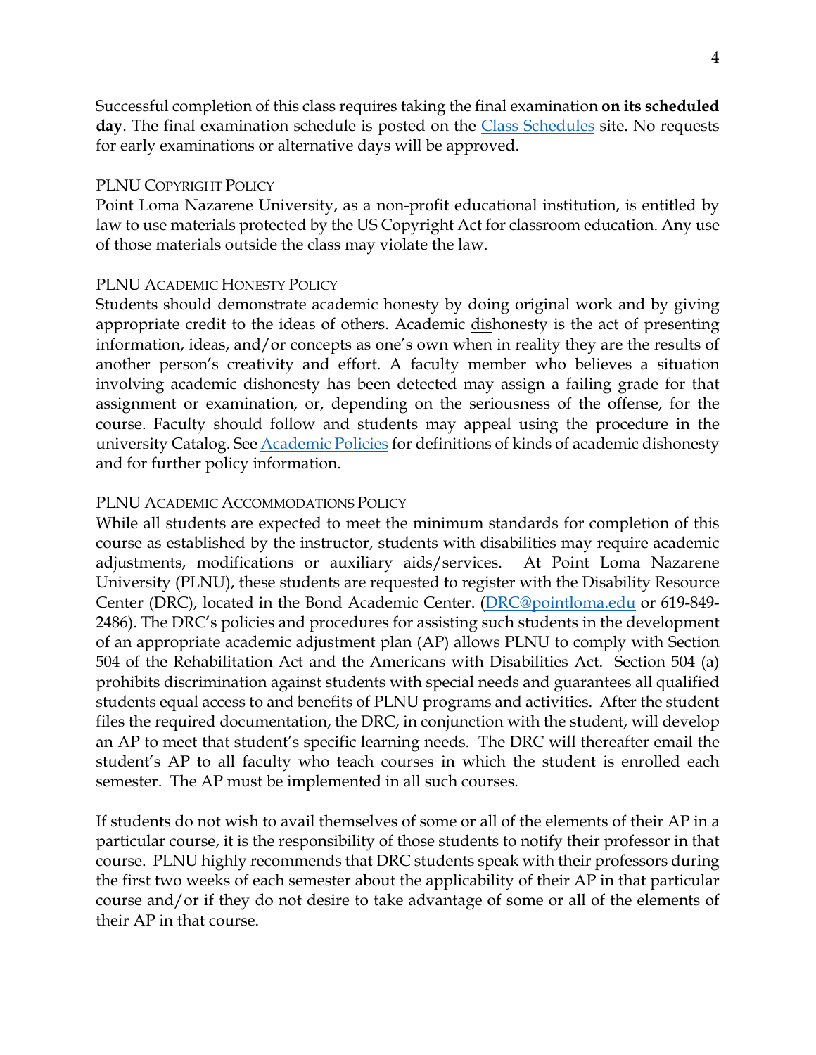Successful completion of this class requires taking the final examination **on its scheduled day**. The final examination schedule is posted on the [Class Schedules](#) site. No requests for early examinations or alternative days will be approved.

### PLNU Copyright Policy

Point Loma Nazarene University, as a non-profit educational institution, is entitled by law to use materials protected by the US Copyright Act for classroom education. Any use of those materials outside the class may violate the law.

### PLNU Academic Honesty Policy

Students should demonstrate academic honesty by doing original work and by giving appropriate credit to the ideas of others. Academic <u>dis</u>honesty is the act of presenting information, ideas, and/or concepts as one's own when in reality they are the results of another person's creativity and effort. A faculty member who believes a situation involving academic dishonesty has been detected may assign a failing grade for that assignment or examination, or, depending on the seriousness of the offense, for the course. Faculty should follow and students may appeal using the procedure in the university Catalog. See [Academic Policies](#) for definitions of kinds of academic dishonesty and for further policy information.

### PLNU Academic Accommodations Policy

While all students are expected to meet the minimum standards for completion of this course as established by the instructor, students with disabilities may require academic adjustments, modifications or auxiliary aids/services. At Point Loma Nazarene University (PLNU), these students are requested to register with the Disability Resource Center (DRC), located in the Bond Academic Center. (DRC@pointloma.edu or 619-849-2486). The DRC's policies and procedures for assisting such students in the development of an appropriate academic adjustment plan (AP) allows PLNU to comply with Section 504 of the Rehabilitation Act and the Americans with Disabilities Act. Section 504 (a) prohibits discrimination against students with special needs and guarantees all qualified students equal access to and benefits of PLNU programs and activities. After the student files the required documentation, the DRC, in conjunction with the student, will develop an AP to meet that student's specific learning needs. The DRC will thereafter email the student's AP to all faculty who teach courses in which the student is enrolled each semester. The AP must be implemented in all such courses.

If students do not wish to avail themselves of some or all of the elements of their AP in a particular course, it is the responsibility of those students to notify their professor in that course. PLNU highly recommends that DRC students speak with their professors during the first two weeks of each semester about the applicability of their AP in that particular course and/or if they do not desire to take advantage of some or all of the elements of their AP in that course.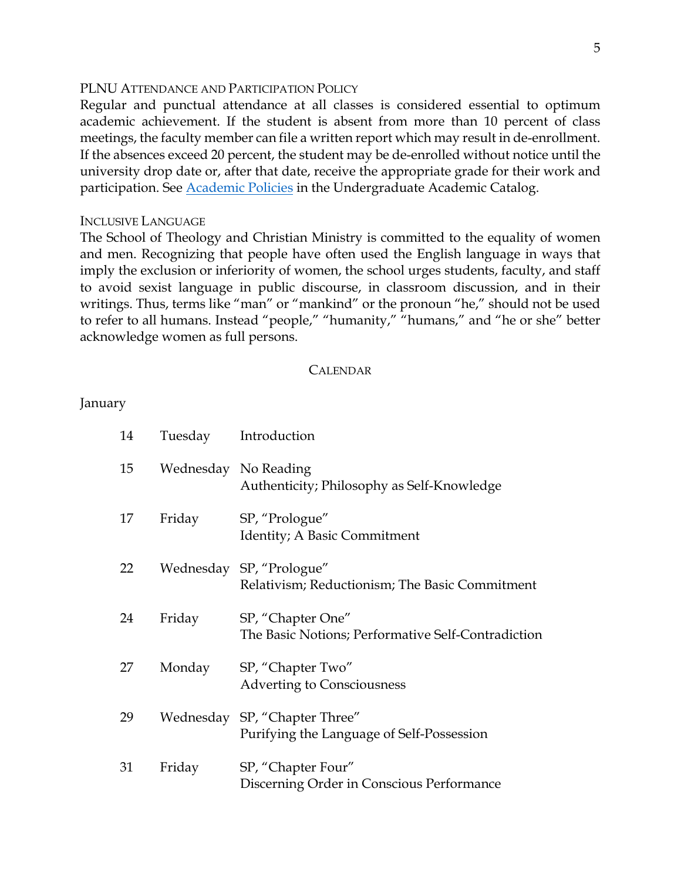### PLNU Attendance and Participation Policy

Regular and punctual attendance at all classes is considered essential to optimum academic achievement. If the student is absent from more than 10 percent of class meetings, the faculty member can file a written report which may result in de-enrollment. If the absences exceed 20 percent, the student may be de-enrolled without notice until the university drop date or, after that date, receive the appropriate grade for their work and participation. See [Academic Policies](#) in the Undergraduate Academic Catalog.

### Inclusive Language

The School of Theology and Christian Ministry is committed to the equality of women and men. Recognizing that people have often used the English language in ways that imply the exclusion or inferiority of women, the school urges students, faculty, and staff to avoid sexist language in public discourse, in classroom discussion, and in their writings. Thus, terms like "man" or "mankind" or the pronoun "he," should not be used to refer to all humans. Instead "people," "humanity," "humans," and "he or she" better acknowledge women as full persons.

## Calendar

January

| | | |
|---|---|---|
| 14 | Tuesday | Introduction |
| 15 | Wednesday | No Reading<br>Authenticity; Philosophy as Self-Knowledge |
| 17 | Friday | SP, "Prologue"<br>Identity; A Basic Commitment |
| 22 | Wednesday | SP, "Prologue"<br>Relativism; Reductionism; The Basic Commitment |
| 24 | Friday | SP, "Chapter One"<br>The Basic Notions; Performative Self-Contradiction |
| 27 | Monday | SP, "Chapter Two"<br>Adverting to Consciousness |
| 29 | Wednesday | SP, "Chapter Three"<br>Purifying the Language of Self-Possession |
| 31 | Friday | SP, "Chapter Four"<br>Discerning Order in Conscious Performance |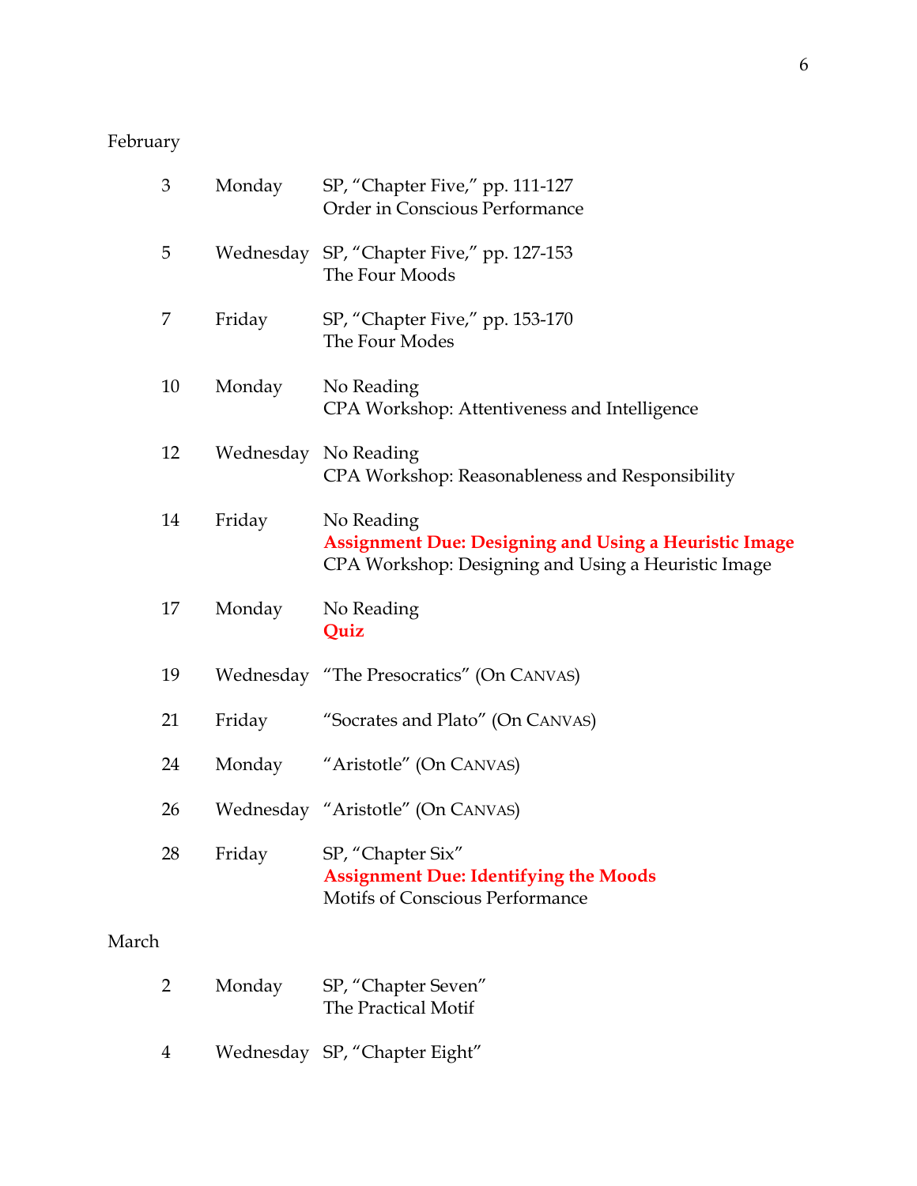February

| | | |
|---|---|---|
| 3 | Monday | SP, "Chapter Five," pp. 111-127<br>Order in Conscious Performance |
| 5 | Wednesday | SP, "Chapter Five," pp. 127-153<br>The Four Moods |
| 7 | Friday | SP, "Chapter Five," pp. 153-170<br>The Four Modes |
| 10 | Monday | No Reading<br>CPA Workshop: Attentiveness and Intelligence |
| 12 | Wednesday | No Reading<br>CPA Workshop: Reasonableness and Responsibility |
| 14 | Friday | No Reading<br>**Assignment Due: Designing and Using a Heuristic Image**<br>CPA Workshop: Designing and Using a Heuristic Image |
| 17 | Monday | No Reading<br>**Quiz** |
| 19 | Wednesday | "The Presocratics" (On CANVAS) |
| 21 | Friday | "Socrates and Plato" (On CANVAS) |
| 24 | Monday | "Aristotle" (On CANVAS) |
| 26 | Wednesday | "Aristotle" (On CANVAS) |
| 28 | Friday | SP, "Chapter Six"<br>**Assignment Due: Identifying the Moods**<br>Motifs of Conscious Performance |

March

| | | |
|---|---|---|
| 2 | Monday | SP, "Chapter Seven"<br>The Practical Motif |
| 4 | Wednesday | SP, "Chapter Eight" |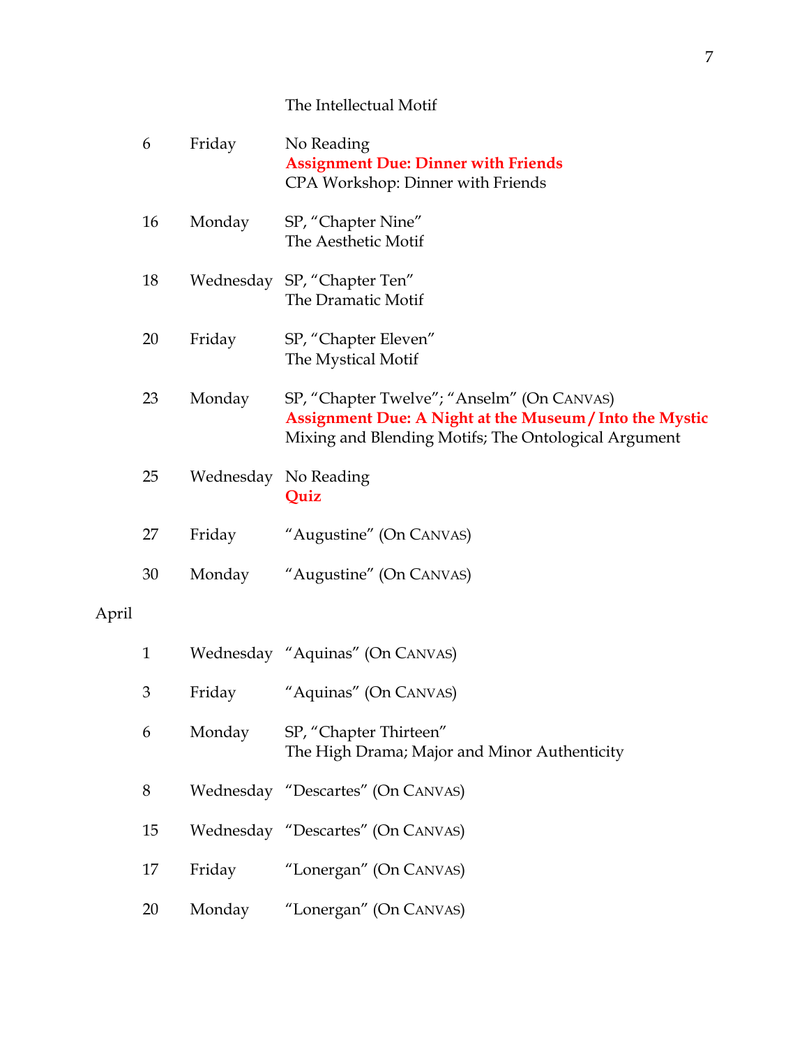The Intellectual Motif

| | | |
|---|---|---|
| 6 | Friday | No Reading<br>**Assignment Due: Dinner with Friends**<br>CPA Workshop: Dinner with Friends |
| 16 | Monday | SP, "Chapter Nine"<br>The Aesthetic Motif |
| 18 | Wednesday | SP, "Chapter Ten"<br>The Dramatic Motif |
| 20 | Friday | SP, "Chapter Eleven"<br>The Mystical Motif |
| 23 | Monday | SP, "Chapter Twelve"; "Anselm" (On CANVAS)<br>**Assignment Due: A Night at the Museum / Into the Mystic**<br>Mixing and Blending Motifs; The Ontological Argument |
| 25 | Wednesday | No Reading<br>**Quiz** |
| 27 | Friday | "Augustine" (On CANVAS) |
| 30 | Monday | "Augustine" (On CANVAS) |

April

| | | |
|---|---|---|
| 1 | Wednesday | "Aquinas" (On CANVAS) |
| 3 | Friday | "Aquinas" (On CANVAS) |
| 6 | Monday | SP, "Chapter Thirteen"<br>The High Drama; Major and Minor Authenticity |
| 8 | Wednesday | "Descartes" (On CANVAS) |
| 15 | Wednesday | "Descartes" (On CANVAS) |
| 17 | Friday | "Lonergan" (On CANVAS) |
| 20 | Monday | "Lonergan" (On CANVAS) |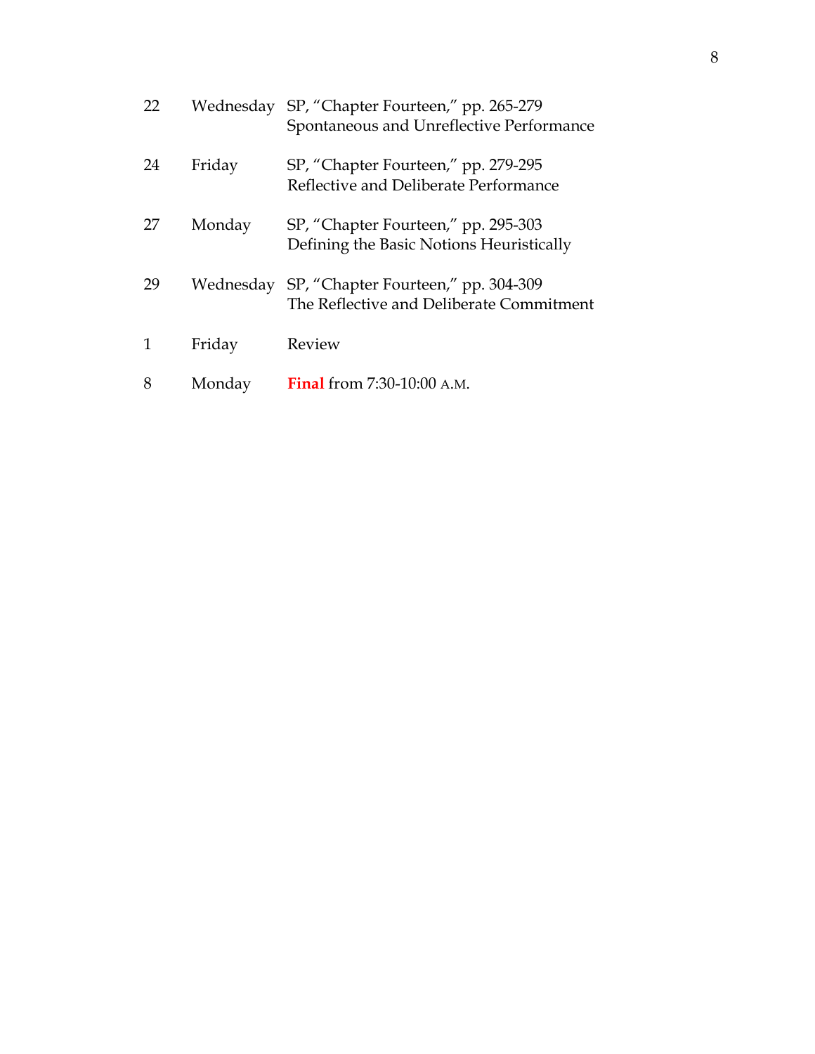| | | |
|---|---|---|
| 22 | Wednesday | SP, "Chapter Fourteen," pp. 265-279<br>Spontaneous and Unreflective Performance |
| 24 | Friday | SP, "Chapter Fourteen," pp. 279-295<br>Reflective and Deliberate Performance |
| 27 | Monday | SP, "Chapter Fourteen," pp. 295-303<br>Defining the Basic Notions Heuristically |
| 29 | Wednesday | SP, "Chapter Fourteen," pp. 304-309<br>The Reflective and Deliberate Commitment |
| 1 | Friday | Review |
| 8 | Monday | **Final** from 7:30-10:00 A.M. |